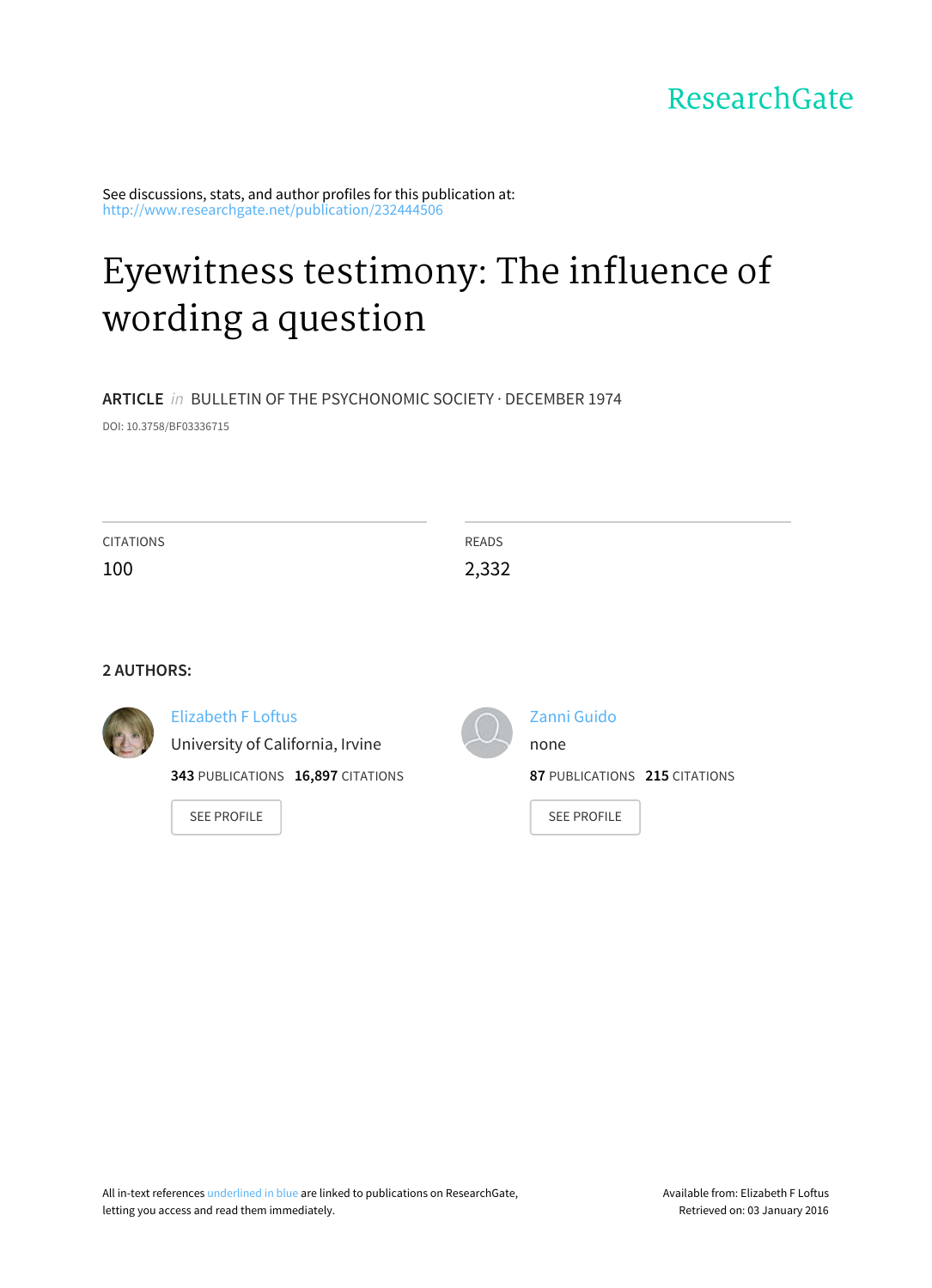ResearchGate

See discussions, stats, and author profiles for this publication at: http://www.researchgate.net/publication/232444506

# Eyewitness testimony: The influence of wording a question

**ARTICLE** *in* BULLETIN OF THE PSYCHONOMIC SOCIETY · DECEMBER 1974

DOI: 10.3758/BF03336715

| CITATIONS | READS |
|---|---|
| 100 | 2,332 |

**2 AUTHORS:**

Elizabeth F Loftus
University of California, Irvine
**343** PUBLICATIONS **16,897** CITATIONS
SEE PROFILE

Zanni Guido
none
**87** PUBLICATIONS **215** CITATIONS
SEE PROFILE

All in-text references underlined in blue are linked to publications on ResearchGate, letting you access and read them immediately.

Available from: Elizabeth F Loftus
Retrieved on: 03 January 2016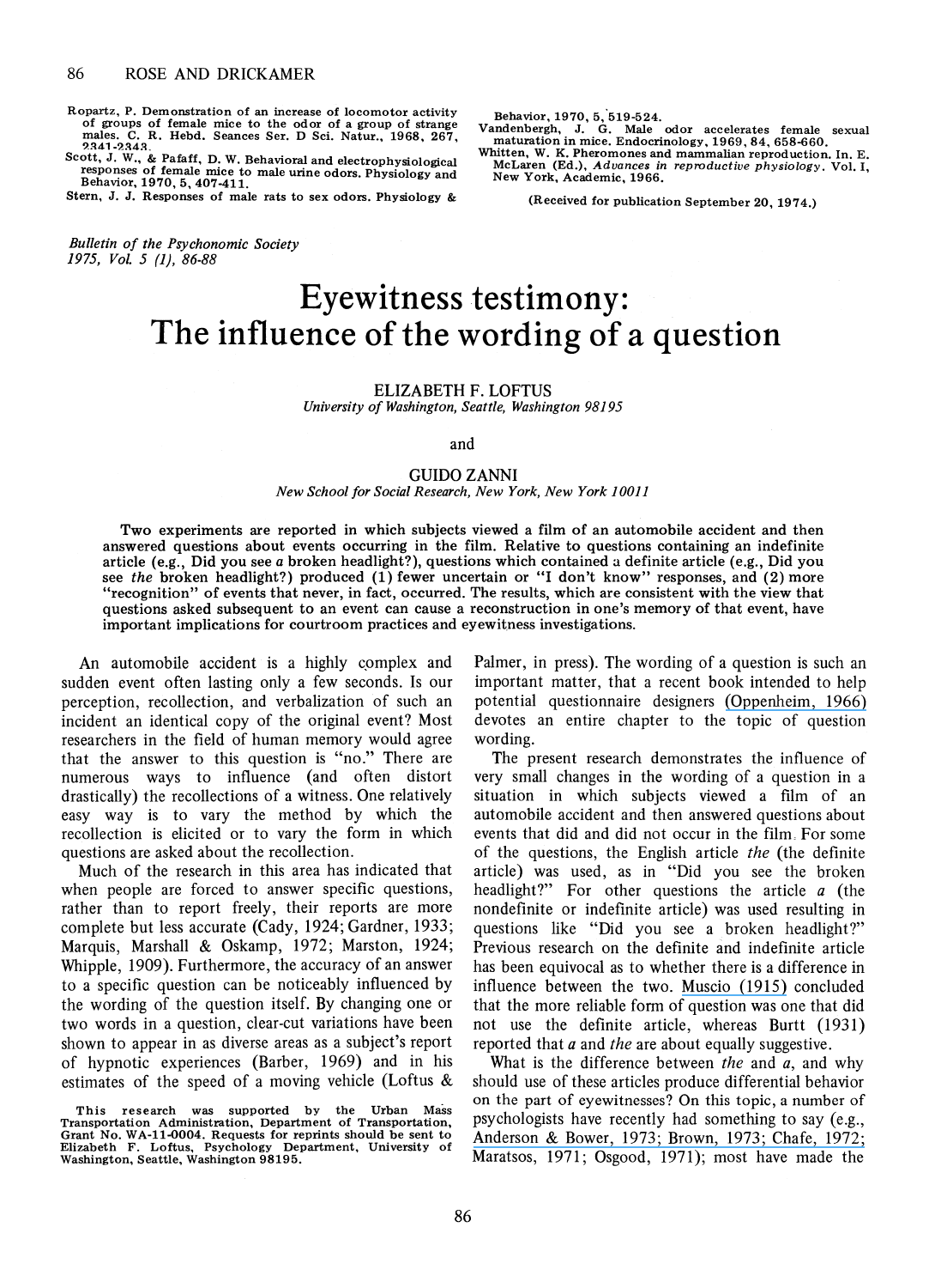Ropartz, P. Demonstration of an increase of locomotor activity of groups of female mice to the odor of a group of strange males. C. R. Hebd. Seances Ser. D Sci. Natur., 1968, 267, 2341-2343.

Scott, J. W., & Pafaff, D. W. Behavioral and electrophysiological responses of female mice to male urine odors. Physiology and Behavior, 1970, 5, 407-411.

Stern, J. J. Responses of male rats to sex odors. Physiology & Behavior, 1970, 5, 519-524.

Vandenbergh, J. G. Male odor accelerates female sexual maturation in mice. Endocrinology, 1969, 84, 658-660.

Whitten, W. K. Pheromones and mammalian reproduction. In E. McLaren (Ed.), *Advances in reproductive physiology*. Vol. I, New York, Academic, 1966.

(Received for publication September 20, 1974.)

*Bulletin of the Psychonomic Society*
*1975, Vol. 5 (1), 86-88*

# Eyewitness testimony: The influence of the wording of a question

ELIZABETH F. LOFTUS
*University of Washington, Seattle, Washington 98195*

and

GUIDO ZANNI
*New School for Social Research, New York, New York 10011*

**Two experiments are reported in which subjects viewed a film of an automobile accident and then answered questions about events occurring in the film. Relative to questions containing an indefinite article (e.g., Did you see *a* broken headlight?), questions which contained a definite article (e.g., Did you see *the* broken headlight?) produced (1) fewer uncertain or "I don't know" responses, and (2) more "recognition" of events that never, in fact, occurred. The results, which are consistent with the view that questions asked subsequent to an event can cause a reconstruction in one's memory of that event, have important implications for courtroom practices and eyewitness investigations.**

An automobile accident is a highly complex and sudden event often lasting only a few seconds. Is our perception, recollection, and verbalization of such an incident an identical copy of the original event? Most researchers in the field of human memory would agree that the answer to this question is "no." There are numerous ways to influence (and often distort drastically) the recollections of a witness. One relatively easy way is to vary the method by which the recollection is elicited or to vary the form in which questions are asked about the recollection.

Much of the research in this area has indicated that when people are forced to answer specific questions, rather than to report freely, their reports are more complete but less accurate (Cady, 1924; Gardner, 1933; Marquis, Marshall & Oskamp, 1972; Marston, 1924; Whipple, 1909). Furthermore, the accuracy of an answer to a specific question can be noticeably influenced by the wording of the question itself. By changing one or two words in a question, clear-cut variations have been shown to appear in as diverse areas as a subject's report of hypnotic experiences (Barber, 1969) and in his estimates of the speed of a moving vehicle (Loftus & Palmer, in press). The wording of a question is such an important matter, that a recent book intended to help potential questionnaire designers (Oppenheim, 1966) devotes an entire chapter to the topic of question wording.

The present research demonstrates the influence of very small changes in the wording of a question in a situation in which subjects viewed a film of an automobile accident and then answered questions about events that did and did not occur in the film. For some of the questions, the English article *the* (the definite article) was used, as in "Did you see the broken headlight?" For other questions the article *a* (the nondefinite or indefinite article) was used resulting in questions like "Did you see a broken headlight?" Previous research on the definite and indefinite article has been equivocal as to whether there is a difference in influence between the two. Muscio (1915) concluded that the more reliable form of question was one that did not use the definite article, whereas Burtt (1931) reported that *a* and *the* are about equally suggestive.

What is the difference between *the* and *a*, and why should use of these articles produce differential behavior on the part of eyewitnesses? On this topic, a number of psychologists have recently had something to say (e.g., Anderson & Bower, 1973; Brown, 1973; Chafe, 1972; Maratsos, 1971; Osgood, 1971); most have made the

This research was supported by the Urban Mass Transportation Administration, Department of Transportation, Grant No. WA-11-0004. Requests for reprints should be sent to Elizabeth F. Loftus, Psychology Department, University of Washington, Seattle, Washington 98195.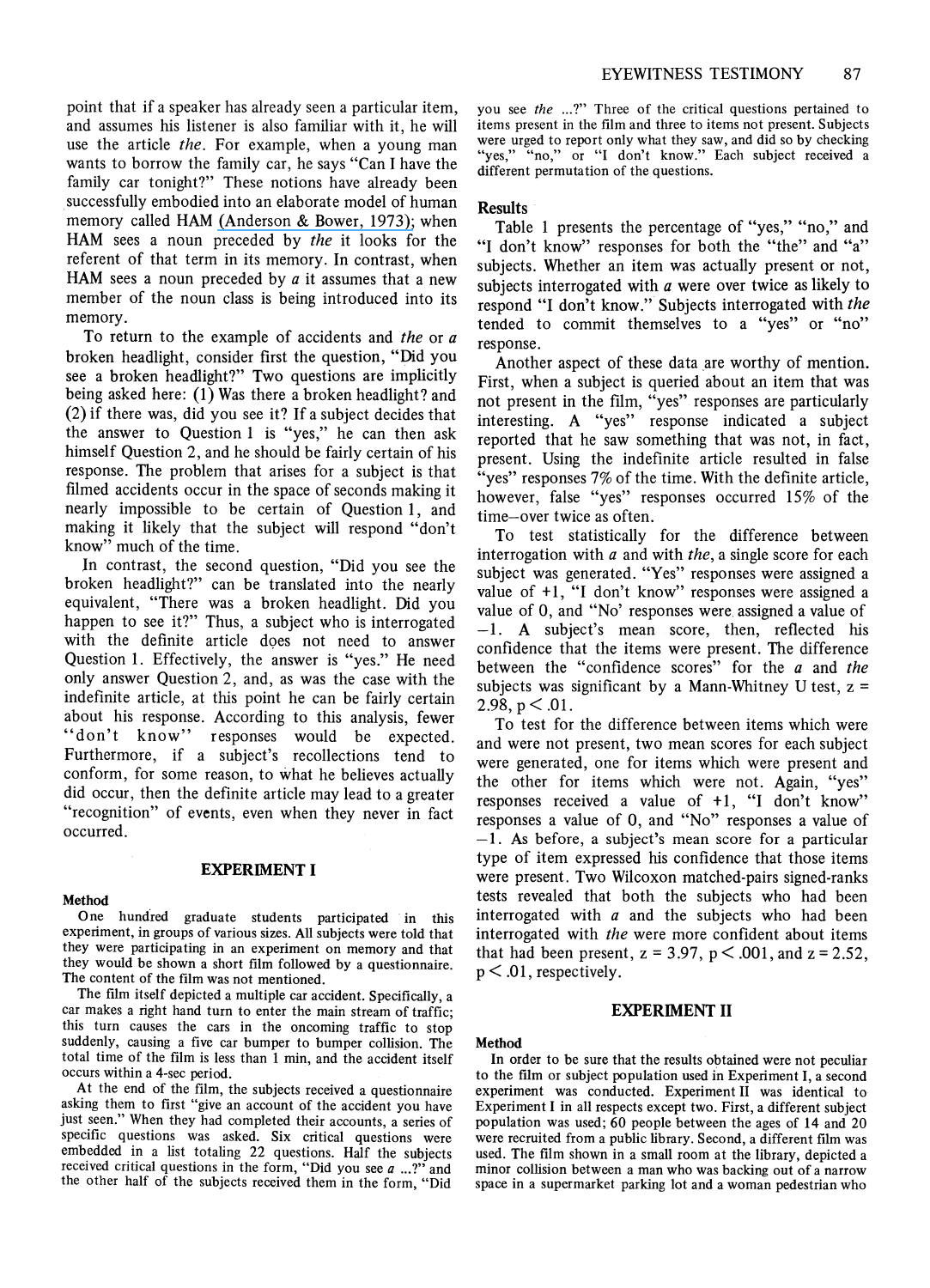point that if a speaker has already seen a particular item, and assumes his listener is also familiar with it, he will use the article *the*. For example, when a young man wants to borrow the family car, he says "Can I have the family car tonight?" These notions have already been successfully embodied into an elaborate model of human memory called HAM (Anderson & Bower, 1973); when HAM sees a noun preceded by *the* it looks for the referent of that term in its memory. In contrast, when HAM sees a noun preceded by *a* it assumes that a new member of the noun class is being introduced into its memory.

To return to the example of accidents and *the* or *a* broken headlight, consider first the question, "Did you see a broken headlight?" Two questions are implicitly being asked here: (1) Was there a broken headlight? and (2) if there was, did you see it? If a subject decides that the answer to Question 1 is "yes," he can then ask himself Question 2, and he should be fairly certain of his response. The problem that arises for a subject is that filmed accidents occur in the space of seconds making it nearly impossible to be certain of Question 1, and making it likely that the subject will respond "don't know" much of the time.

In contrast, the second question, "Did you see the broken headlight?" can be translated into the nearly equivalent, "There was a broken headlight. Did you happen to see it?" Thus, a subject who is interrogated with the definite article does not need to answer Question 1. Effectively, the answer is "yes." He need only answer Question 2, and, as was the case with the indefinite article, at this point he can be fairly certain about his response. According to this analysis, fewer "don't know" responses would be expected. Furthermore, if a subject's recollections tend to conform, for some reason, to what he believes actually did occur, then the definite article may lead to a greater "recognition" of events, even when they never in fact occurred.

## EXPERIMENT I

### Method

One hundred graduate students participated in this experiment, in groups of various sizes. All subjects were told that they were participating in an experiment on memory and that they would be shown a short film followed by a questionnaire. The content of the film was not mentioned.

The film itself depicted a multiple car accident. Specifically, a car makes a right hand turn to enter the main stream of traffic; this turn causes the cars in the oncoming traffic to stop suddenly, causing a five car bumper to bumper collision. The total time of the film is less than 1 min, and the accident itself occurs within a 4-sec period.

At the end of the film, the subjects received a questionnaire asking them to first "give an account of the accident you have just seen." When they had completed their accounts, a series of specific questions was asked. Six critical questions were embedded in a list totaling 22 questions. Half the subjects received critical questions in the form, "Did you see *a* ...?" and the other half of the subjects received them in the form, "Did you see *the* ...?" Three of the critical questions pertained to items present in the film and three to items not present. Subjects were urged to report only what they saw, and did so by checking "yes," "no," or "I don't know." Each subject received a different permutation of the questions.

### Results

Table 1 presents the percentage of "yes," "no," and "I don't know" responses for both the "the" and "a" subjects. Whether an item was actually present or not, subjects interrogated with *a* were over twice as likely to respond "I don't know." Subjects interrogated with *the* tended to commit themselves to a "yes" or "no" response.

Another aspect of these data are worthy of mention. First, when a subject is queried about an item that was not present in the film, "yes" responses are particularly interesting. A "yes" response indicated a subject reported that he saw something that was not, in fact, present. Using the indefinite article resulted in false "yes" responses 7% of the time. With the definite article, however, false "yes" responses occurred 15% of the time—over twice as often.

To test statistically for the difference between interrogation with *a* and with *the*, a single score for each subject was generated. "Yes" responses were assigned a value of +1, "I don't know" responses were assigned a value of 0, and "No' responses were assigned a value of −1. A subject's mean score, then, reflected his confidence that the items were present. The difference between the "confidence scores" for the *a* and *the* subjects was significant by a Mann-Whitney U test, $z = 2.98$, $p < .01$.

To test for the difference between items which were and were not present, two mean scores for each subject were generated, one for items which were present and the other for items which were not. Again, "yes" responses received a value of +1, "I don't know" responses a value of 0, and "No" responses a value of −1. As before, a subject's mean score for a particular type of item expressed his confidence that those items were present. Two Wilcoxon matched-pairs signed-ranks tests revealed that both the subjects who had been interrogated with *a* and the subjects who had been interrogated with *the* were more confident about items that had been present, $z = 3.97$, $p < .001$, and $z = 2.52$, $p < .01$, respectively.

## EXPERIMENT II

### Method

In order to be sure that the results obtained were not peculiar to the film or subject population used in Experiment I, a second experiment was conducted. Experiment II was identical to Experiment I in all respects except two. First, a different subject population was used; 60 people between the ages of 14 and 20 were recruited from a public library. Second, a different film was used. The film shown in a small room at the library, depicted a minor collision between a man who was backing out of a narrow space in a supermarket parking lot and a woman pedestrian who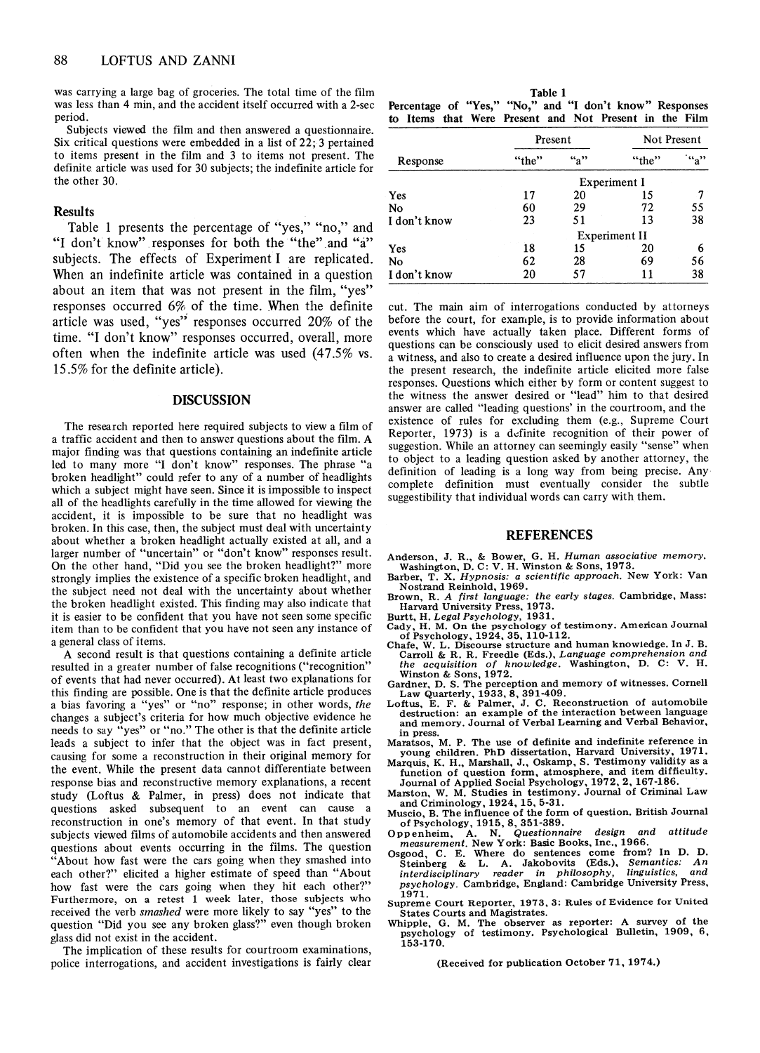was carrying a large bag of groceries. The total time of the film was less than 4 min, and the accident itself occurred with a 2-sec period.

Subjects viewed the film and then answered a questionnaire. Six critical questions were embedded in a list of 22; 3 pertained to items present in the film and 3 to items not present. The definite article was used for 30 subjects; the indefinite article for the other 30.

## Results

Table 1 presents the percentage of "yes," "no," and "I don't know" responses for both the "the" and "a" subjects. The effects of Experiment I are replicated. When an indefinite article was contained in a question about an item that was not present in the film, "yes" responses occurred 6% of the time. When the definite article was used, "yes" responses occurred 20% of the time. "I don't know" responses occurred, overall, more often when the indefinite article was used (47.5% vs. 15.5% for the definite article).

Table 1
Percentage of "Yes," "No," and "I don't know" Responses to Items that Were Present and Not Present in the Film

| Response | Present | | Not Present | |
|---|---|---|---|---|
| | "the" | "a" | "the" | "a" |
| | Experiment I | | | |
| Yes | 17 | 20 | 15 | 7 |
| No | 60 | 29 | 72 | 55 |
| I don't know | 23 | 51 | 13 | 38 |
| | Experiment II | | | |
| Yes | 18 | 15 | 20 | 6 |
| No | 62 | 28 | 69 | 56 |
| I don't know | 20 | 57 | 11 | 38 |

## DISCUSSION

The research reported here required subjects to view a film of a traffic accident and then to answer questions about the film. A major finding was that questions containing an indefinite article led to many more "I don't know" responses. The phrase "a broken headlight" could refer to any of a number of headlights which a subject might have seen. Since it is impossible to inspect all of the headlights carefully in the time allowed for viewing the accident, it is impossible to be sure that no headlight was broken. In this case, then, the subject must deal with uncertainty about whether a broken headlight actually existed at all, and a larger number of "uncertain" or "don't know" responses result. On the other hand, "Did you see the broken headlight?" more strongly implies the existence of a specific broken headlight, and the subject need not deal with the uncertainty about whether the broken headlight existed. This finding may also indicate that it is easier to be confident that you have not seen some specific item than to be confident that you have not seen any instance of a general class of items.

A second result is that questions containing a definite article resulted in a greater number of false recognitions ("recognition" of events that had never occurred). At least two explanations for this finding are possible. One is that the definite article produces a bias favoring a "yes" or "no" response; in other words, *the* changes a subject's criteria for how much objective evidence he needs to say "yes" or "no." The other is that the definite article leads a subject to infer that the object was in fact present, causing for some a reconstruction in their original memory for the event. While the present data cannot differentiate between response bias and reconstructive memory explanations, a recent study (Loftus & Palmer, in press) does not indicate that questions asked subsequent to an event can cause a reconstruction in one's memory of that event. In that study subjects viewed films of automobile accidents and then answered questions about events occurring in the films. The question "About how fast were the cars going when they smashed into each other?" elicited a higher estimate of speed than "About how fast were the cars going when they hit each other?" Furthermore, on a retest 1 week later, those subjects who received the verb *smashed* were more likely to say "yes" to the question "Did you see any broken glass?" even though broken glass did not exist in the accident.

The implication of these results for courtroom examinations, police interrogations, and accident investigations is fairly clear cut. The main aim of interrogations conducted by attorneys before the court, for example, is to provide information about events which have actually taken place. Different forms of questions can be consciously used to elicit desired answers from a witness, and also to create a desired influence upon the jury. In the present research, the indefinite article elicited more false responses. Questions which either by form or content suggest to the witness the answer desired or "lead" him to that desired answer are called "leading questions' in the courtroom, and the existence of rules for excluding them (e.g., Supreme Court Reporter, 1973) is a definite recognition of their power of suggestion. While an attorney can seemingly easily "sense" when to object to a leading question asked by another attorney, the definition of leading is a long way from being precise. Any complete definition must eventually consider the subtle suggestibility that individual words can carry with them.

## REFERENCES

Anderson, J. R., & Bower, G. H. *Human associative memory.* Washington, D. C: V. H. Winston & Sons, 1973.

Barber, T. X. *Hypnosis: a scientific approach.* New York: Van Nostrand Reinhold, 1969.

Brown, R. *A first language: the early stages.* Cambridge, Mass: Harvard University Press, 1973.

Burtt, H. *Legal Psychology,* 1931.

Cady, H. M. On the psychology of testimony. American Journal of Psychology, 1924, 35, 110-112.

Chafe, W. L. Discourse structure and human knowledge. In J. B. Carroll & R. R. Freedle (Eds.), *Language comprehension and the acquisition of knowledge.* Washington, D. C: V. H. Winston & Sons, 1972.

Gardner, D. S. The perception and memory of witnesses. Cornell Law Quarterly, 1933, 8, 391-409.

Loftus, E. F. & Palmer, J. C. Reconstruction of automobile destruction: an example of the interaction between language and memory. Journal of Verbal Learning and Verbal Behavior, in press.

Maratsos, M. P. The use of definite and indefinite reference in young children. PhD dissertation, Harvard University, 1971.

Marquis, K. H., Marshall, J., Oskamp, S. Testimony validity as a function of question form, atmosphere, and item difficulty. Journal of Applied Social Psychology, 1972, 2, 167-186.

Marston, W. M. Studies in testimony. Journal of Criminal Law and Criminology, 1924, 15, 5-31.

Muscio, B. The influence of the form of question. British Journal of Psychology, 1915, 8, 351-389.

Oppenheim, A. N. *Questionnaire design and attitude measurement.* New York: Basic Books, Inc., 1966.

Osgood, C. E. Where do sentences come from? In D. D. Steinberg & L. A. Jakobovits (Eds.), *Semantics: An interdisciplinary reader in philosophy, linguistics, and psychology.* Cambridge, England: Cambridge University Press, 1971.

Supreme Court Reporter, 1973, 3: Rules of Evidence for United States Courts and Magistrates.

Whipple, G. M. The observer as reporter: A survey of the psychology of testimony. Psychological Bulletin, 1909, 6, 153-170.

(Received for publication October 71, 1974.)